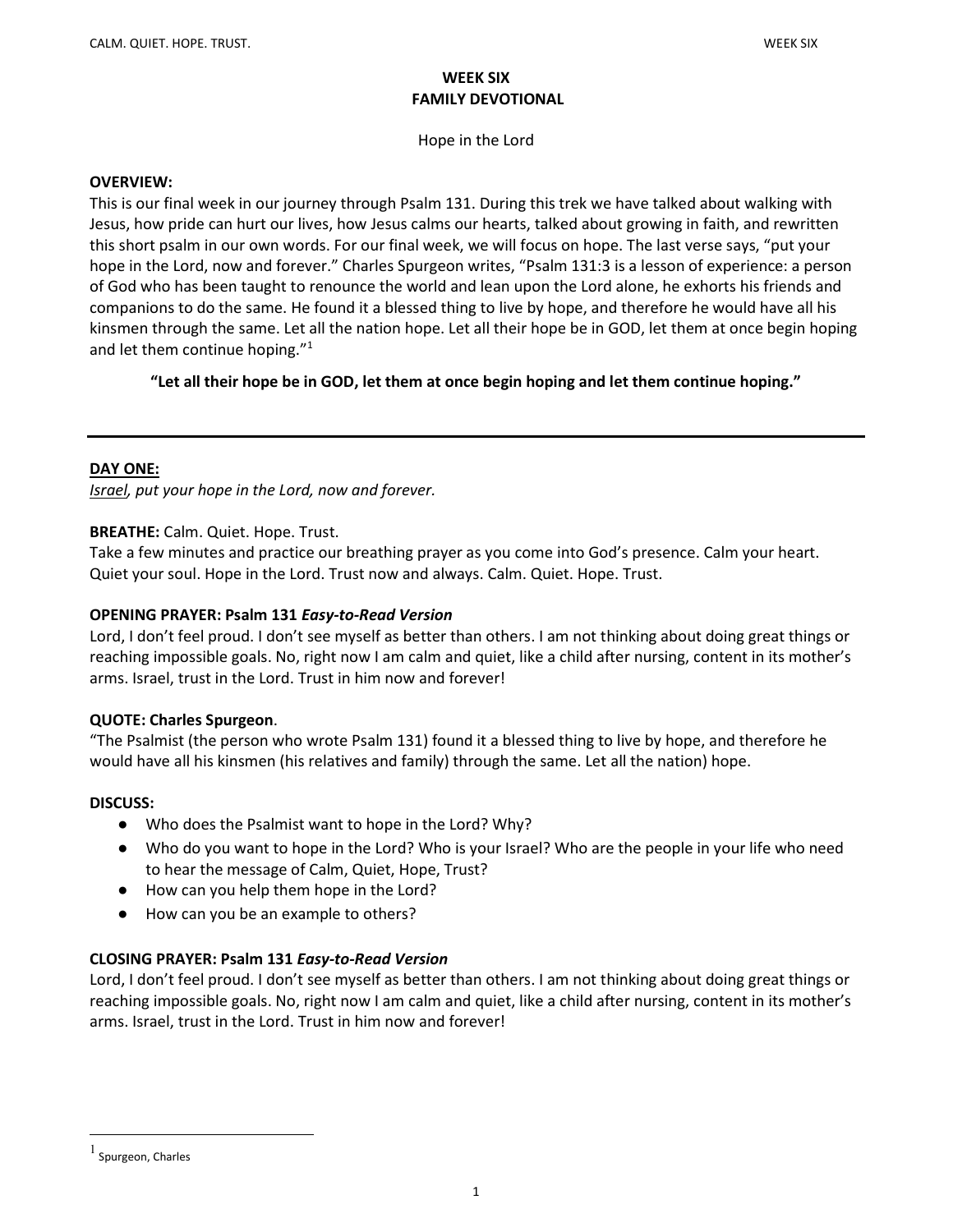# WEEK SIX
# FAMILY DEVOTIONAL

Hope in the Lord

**OVERVIEW:**
This is our final week in our journey through Psalm 131. During this trek we have talked about walking with Jesus, how pride can hurt our lives, how Jesus calms our hearts, talked about growing in faith, and rewritten this short psalm in our own words. For our final week, we will focus on hope. The last verse says, "put your hope in the Lord, now and forever." Charles Spurgeon writes, "Psalm 131:3 is a lesson of experience: a person of God who has been taught to renounce the world and lean upon the Lord alone, he exhorts his friends and companions to do the same. He found it a blessed thing to live by hope, and therefore he would have all his kinsmen through the same. Let all the nation hope. Let all their hope be in GOD, let them at once begin hoping and let them continue hoping."[1]

**"Let all their hope be in GOD, let them at once begin hoping and let them continue hoping."**

---

## DAY ONE:

*Israel, put your hope in the Lord, now and forever.*

**BREATHE:** Calm. Quiet. Hope. Trust.
Take a few minutes and practice our breathing prayer as you come into God's presence. Calm your heart. Quiet your soul. Hope in the Lord. Trust now and always. Calm. Quiet. Hope. Trust.

**OPENING PRAYER: Psalm 131 *Easy-to-Read Version***
Lord, I don't feel proud. I don't see myself as better than others. I am not thinking about doing great things or reaching impossible goals. No, right now I am calm and quiet, like a child after nursing, content in its mother's arms. Israel, trust in the Lord. Trust in him now and forever!

**QUOTE: Charles Spurgeon**.
"The Psalmist (the person who wrote Psalm 131) found it a blessed thing to live by hope, and therefore he would have all his kinsmen (his relatives and family) through the same. Let all the nation) hope.

**DISCUSS:**

- Who does the Psalmist want to hope in the Lord? Why?
- Who do you want to hope in the Lord? Who is your Israel? Who are the people in your life who need to hear the message of Calm, Quiet, Hope, Trust?
- How can you help them hope in the Lord?
- How can you be an example to others?

**CLOSING PRAYER: Psalm 131 *Easy-to-Read Version***
Lord, I don't feel proud. I don't see myself as better than others. I am not thinking about doing great things or reaching impossible goals. No, right now I am calm and quiet, like a child after nursing, content in its mother's arms. Israel, trust in the Lord. Trust in him now and forever!

---

[1] Spurgeon, Charles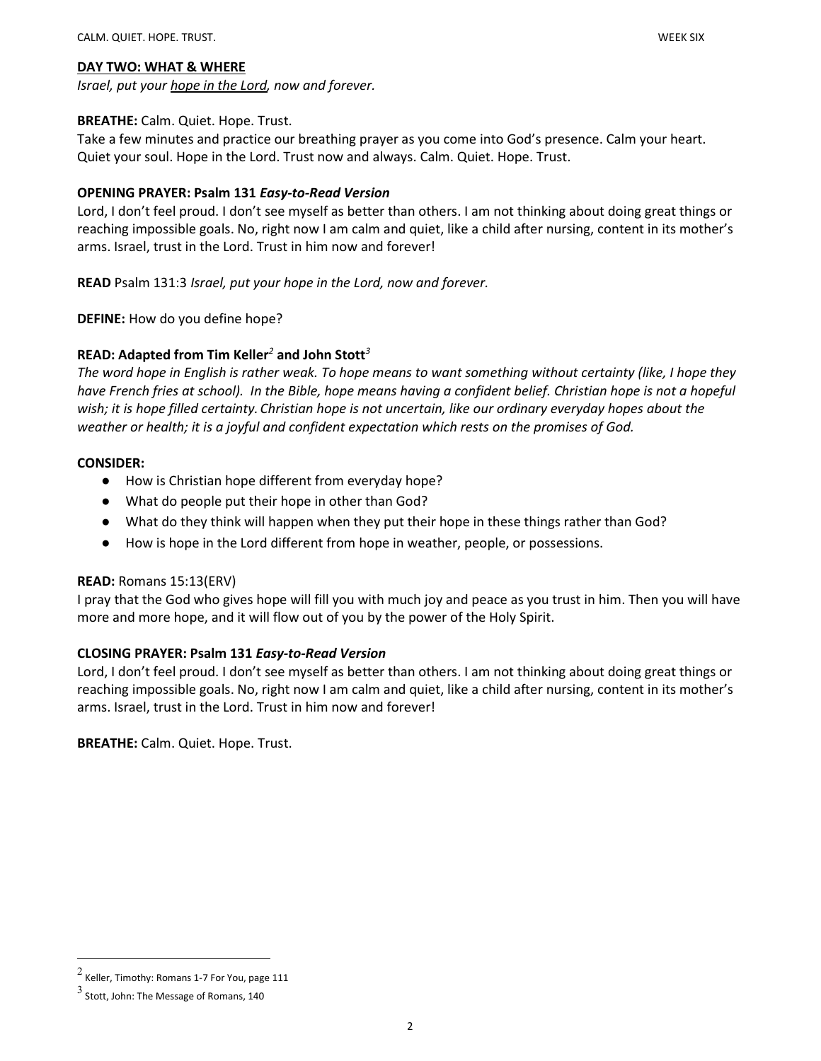**<u>DAY TWO: WHAT & WHERE</u>**

*Israel, put your <u>hope in the Lord</u>, now and forever.*

**BREATHE:** Calm. Quiet. Hope. Trust.

Take a few minutes and practice our breathing prayer as you come into God's presence. Calm your heart. Quiet your soul. Hope in the Lord. Trust now and always. Calm. Quiet. Hope. Trust.

**OPENING PRAYER: Psalm 131 *Easy-to-Read Version***

Lord, I don't feel proud. I don't see myself as better than others. I am not thinking about doing great things or reaching impossible goals. No, right now I am calm and quiet, like a child after nursing, content in its mother's arms. Israel, trust in the Lord. Trust in him now and forever!

**READ** Psalm 131:3 *Israel, put your hope in the Lord, now and forever.*

**DEFINE:** How do you define hope?

**READ: Adapted from Tim Keller[2] and John Stott[3]**

*The word hope in English is rather weak. To hope means to want something without certainty (like, I hope they have French fries at school). In the Bible, hope means having a confident belief. Christian hope is not a hopeful wish; it is hope filled certainty. Christian hope is not uncertain, like our ordinary everyday hopes about the weather or health; it is a joyful and confident expectation which rests on the promises of God.*

**CONSIDER:**

- How is Christian hope different from everyday hope?
- What do people put their hope in other than God?
- What do they think will happen when they put their hope in these things rather than God?
- How is hope in the Lord different from hope in weather, people, or possessions.

**READ:** Romans 15:13(ERV)

I pray that the God who gives hope will fill you with much joy and peace as you trust in him. Then you will have more and more hope, and it will flow out of you by the power of the Holy Spirit.

**CLOSING PRAYER: Psalm 131 *Easy-to-Read Version***

Lord, I don't feel proud. I don't see myself as better than others. I am not thinking about doing great things or reaching impossible goals. No, right now I am calm and quiet, like a child after nursing, content in its mother's arms. Israel, trust in the Lord. Trust in him now and forever!

**BREATHE:** Calm. Quiet. Hope. Trust.

---

[2] Keller, Timothy: Romans 1-7 For You, page 111

[3] Stott, John: The Message of Romans, 140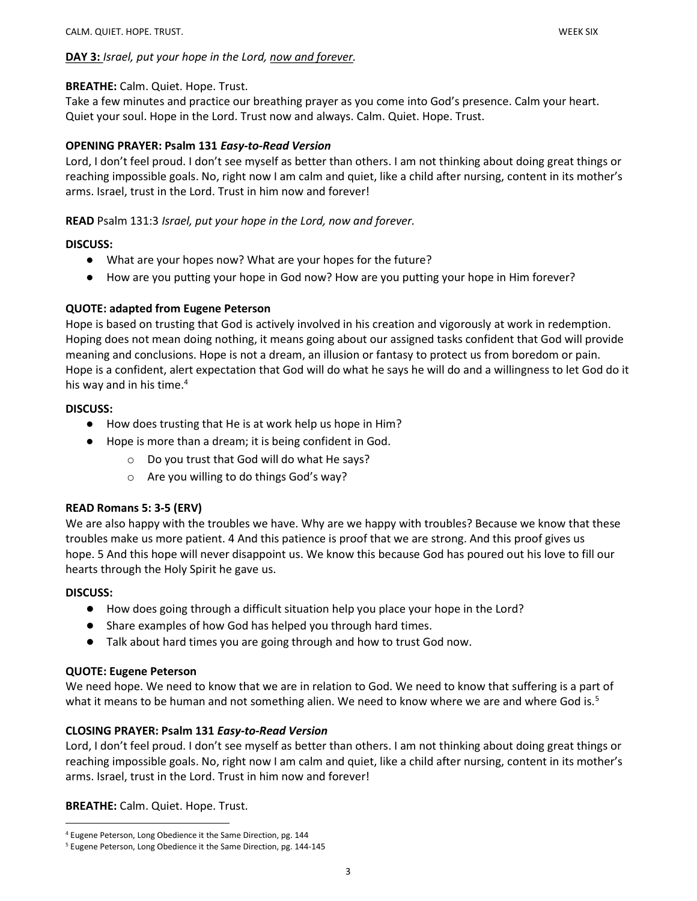**DAY 3:** *Israel, put your hope in the Lord, <u>now and forever.</u>*

**BREATHE:** Calm. Quiet. Hope. Trust.
Take a few minutes and practice our breathing prayer as you come into God's presence. Calm your heart. Quiet your soul. Hope in the Lord. Trust now and always. Calm. Quiet. Hope. Trust.

**OPENING PRAYER: Psalm 131 *Easy-to-Read Version***
Lord, I don't feel proud. I don't see myself as better than others. I am not thinking about doing great things or reaching impossible goals. No, right now I am calm and quiet, like a child after nursing, content in its mother's arms. Israel, trust in the Lord. Trust in him now and forever!

**READ** Psalm 131:3 *Israel, put your hope in the Lord, now and forever.*

**DISCUSS:**

- What are your hopes now? What are your hopes for the future?
- How are you putting your hope in God now? How are you putting your hope in Him forever?

**QUOTE: adapted from Eugene Peterson**
Hope is based on trusting that God is actively involved in his creation and vigorously at work in redemption. Hoping does not mean doing nothing, it means going about our assigned tasks confident that God will provide meaning and conclusions. Hope is not a dream, an illusion or fantasy to protect us from boredom or pain. Hope is a confident, alert expectation that God will do what he says he will do and a willingness to let God do it his way and in his time.[4]

**DISCUSS:**

- How does trusting that He is at work help us hope in Him?
- Hope is more than a dream; it is being confident in God.
  - Do you trust that God will do what He says?
  - Are you willing to do things God's way?

**READ Romans 5: 3-5 (ERV)**
We are also happy with the troubles we have. Why are we happy with troubles? Because we know that these troubles make us more patient. 4 And this patience is proof that we are strong. And this proof gives us hope. 5 And this hope will never disappoint us. We know this because God has poured out his love to fill our hearts through the Holy Spirit he gave us.

**DISCUSS:**

- How does going through a difficult situation help you place your hope in the Lord?
- Share examples of how God has helped you through hard times.
- Talk about hard times you are going through and how to trust God now.

**QUOTE: Eugene Peterson**
We need hope. We need to know that we are in relation to God. We need to know that suffering is a part of what it means to be human and not something alien. We need to know where we are and where God is.[5]

**CLOSING PRAYER: Psalm 131 *Easy-to-Read Version***
Lord, I don't feel proud. I don't see myself as better than others. I am not thinking about doing great things or reaching impossible goals. No, right now I am calm and quiet, like a child after nursing, content in its mother's arms. Israel, trust in the Lord. Trust in him now and forever!

**BREATHE:** Calm. Quiet. Hope. Trust.

---

[4] Eugene Peterson, Long Obedience it the Same Direction, pg. 144

[5] Eugene Peterson, Long Obedience it the Same Direction, pg. 144-145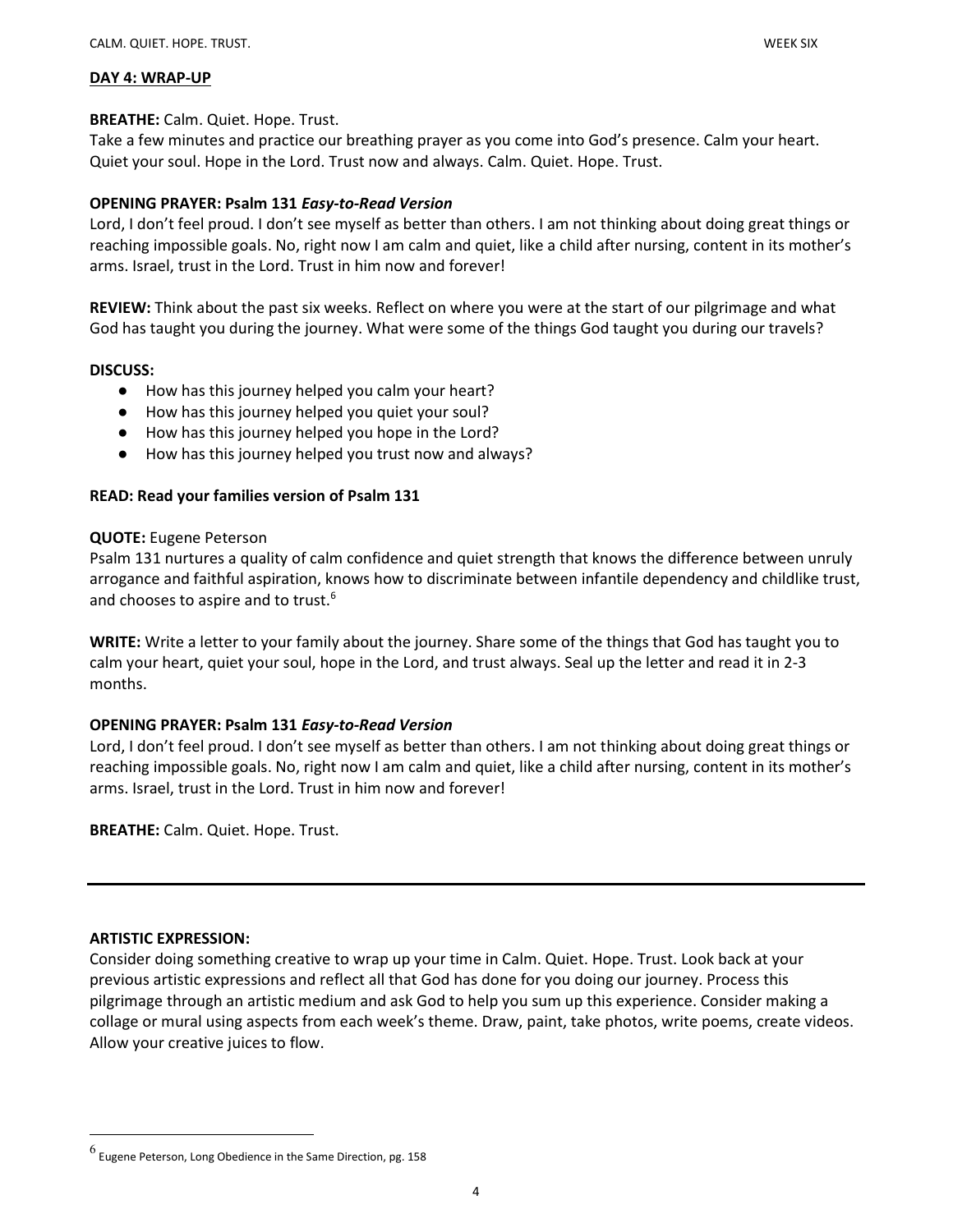**DAY 4: WRAP-UP**

**BREATHE:** Calm. Quiet. Hope. Trust.
Take a few minutes and practice our breathing prayer as you come into God's presence. Calm your heart. Quiet your soul. Hope in the Lord. Trust now and always. Calm. Quiet. Hope. Trust.

**OPENING PRAYER: Psalm 131 *Easy-to-Read Version***
Lord, I don't feel proud. I don't see myself as better than others. I am not thinking about doing great things or reaching impossible goals. No, right now I am calm and quiet, like a child after nursing, content in its mother's arms. Israel, trust in the Lord. Trust in him now and forever!

**REVIEW:** Think about the past six weeks. Reflect on where you were at the start of our pilgrimage and what God has taught you during the journey. What were some of the things God taught you during our travels?

**DISCUSS:**

- How has this journey helped you calm your heart?
- How has this journey helped you quiet your soul?
- How has this journey helped you hope in the Lord?
- How has this journey helped you trust now and always?

**READ: Read your families version of Psalm 131**

**QUOTE:** Eugene Peterson
Psalm 131 nurtures a quality of calm confidence and quiet strength that knows the difference between unruly arrogance and faithful aspiration, knows how to discriminate between infantile dependency and childlike trust, and chooses to aspire and to trust.[6]

**WRITE:** Write a letter to your family about the journey. Share some of the things that God has taught you to calm your heart, quiet your soul, hope in the Lord, and trust always. Seal up the letter and read it in 2-3 months.

**OPENING PRAYER: Psalm 131 *Easy-to-Read Version***
Lord, I don't feel proud. I don't see myself as better than others. I am not thinking about doing great things or reaching impossible goals. No, right now I am calm and quiet, like a child after nursing, content in its mother's arms. Israel, trust in the Lord. Trust in him now and forever!

**BREATHE:** Calm. Quiet. Hope. Trust.

---

**ARTISTIC EXPRESSION:**
Consider doing something creative to wrap up your time in Calm. Quiet. Hope. Trust. Look back at your previous artistic expressions and reflect all that God has done for you doing our journey. Process this pilgrimage through an artistic medium and ask God to help you sum up this experience. Consider making a collage or mural using aspects from each week's theme. Draw, paint, take photos, write poems, create videos. Allow your creative juices to flow.

---

[6] Eugene Peterson, Long Obedience in the Same Direction, pg. 158